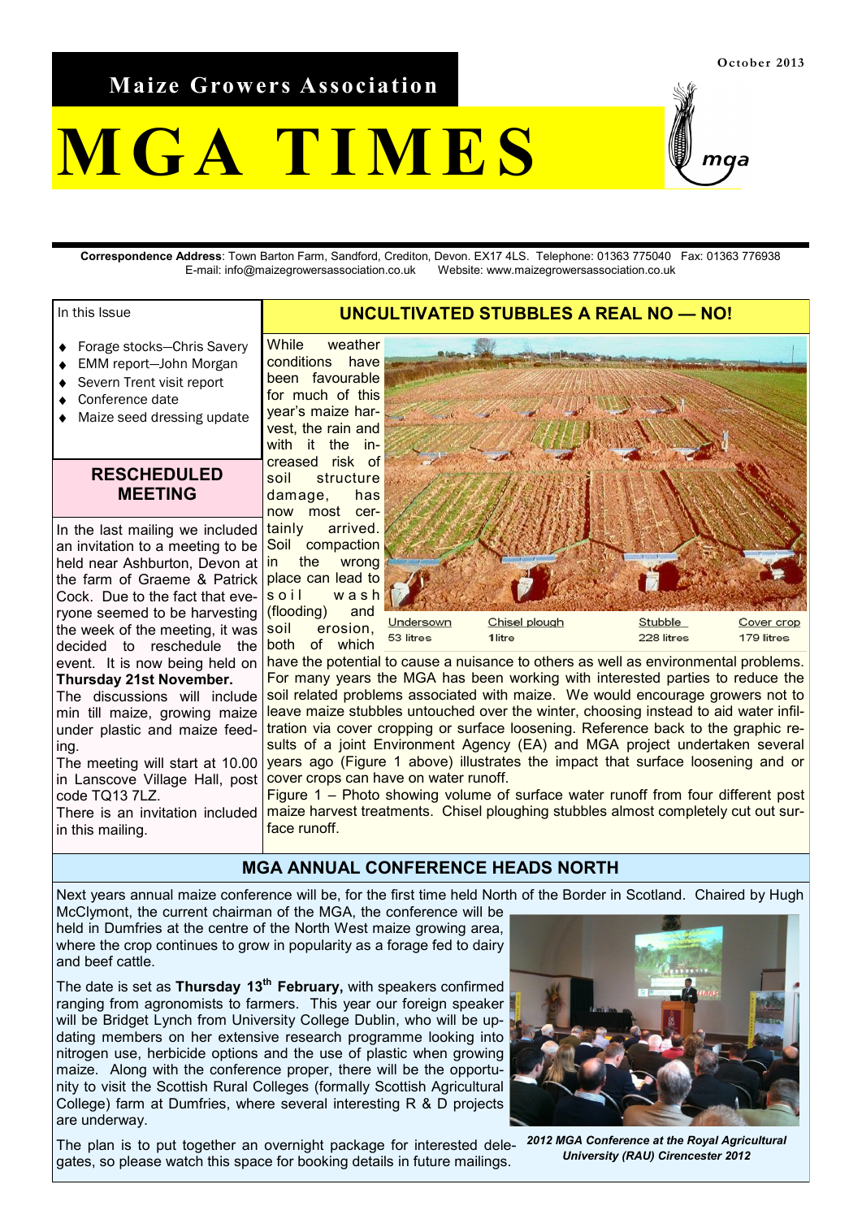October 2013

**Maize Growers Association**

# MGA TIMES

**Correspondence Address**: Town Barton Farm, Sandford, Crediton, Devon. EX17 4LS. Telephone: 01363 775040 Fax: 01363 776938
E-mail: info@maizegrowersassociation.co.uk Website: www.maizegrowersassociation.co.uk

In this Issue

- Forage stocks—Chris Savery
- EMM report—John Morgan
- Severn Trent visit report
- Conference date
- Maize seed dressing update

## RESCHEDULED MEETING

In the last mailing we included an invitation to a meeting to be held near Ashburton, Devon at the farm of Graeme & Patrick Cock. Due to the fact that everyone seemed to be harvesting the week of the meeting, it was decided to reschedule the event. It is now being held on **Thursday 21st November.**

The discussions will include min till maize, growing maize under plastic and maize feeding.

The meeting will start at 10.00 in Lanscove Village Hall, post code TQ13 7LZ.

There is an invitation included in this mailing.

## UNCULTIVATED STUBBLES A REAL NO — NO!

While weather conditions have been favourable for much of this year's maize harvest, the rain and with it the increased risk of soil structure damage, has now most certainly arrived. Soil compaction in the wrong place can lead to soil wash (flooding) and soil erosion, both of which have the potential to cause a nuisance to others as well as environmental problems. For many years the MGA has been working with interested parties to reduce the soil related problems associated with maize. We would encourage growers not to leave maize stubbles untouched over the winter, choosing instead to aid water infiltration via cover cropping or surface loosening. Reference back to the graphic results of a joint Environment Agency (EA) and MGA project undertaken several years ago (Figure 1 above) illustrates the impact that surface loosening and or cover crops can have on water runoff.

| Undersown | Chisel plough | Stubble | Cover crop |
|---|---|---|---|
| 53 litres | 1 litre | 228 litres | 179 litres |

Figure 1 – Photo showing volume of surface water runoff from four different post maize harvest treatments. Chisel ploughing stubbles almost completely cut out surface runoff.

## MGA ANNUAL CONFERENCE HEADS NORTH

Next years annual maize conference will be, for the first time held North of the Border in Scotland. Chaired by Hugh McClymont, the current chairman of the MGA, the conference will be held in Dumfries at the centre of the North West maize growing area, where the crop continues to grow in popularity as a forage fed to dairy and beef cattle.

The date is set as **Thursday 13th February,** with speakers confirmed ranging from agronomists to farmers. This year our foreign speaker will be Bridget Lynch from University College Dublin, who will be updating members on her extensive research programme looking into nitrogen use, herbicide options and the use of plastic when growing maize. Along with the conference proper, there will be the opportunity to visit the Scottish Rural Colleges (formally Scottish Agricultural College) farm at Dumfries, where several interesting R & D projects are underway.

The plan is to put together an overnight package for interested delegates, so please watch this space for booking details in future mailings.

*2012 MGA Conference at the Royal Agricultural University (RAU) Cirencester 2012*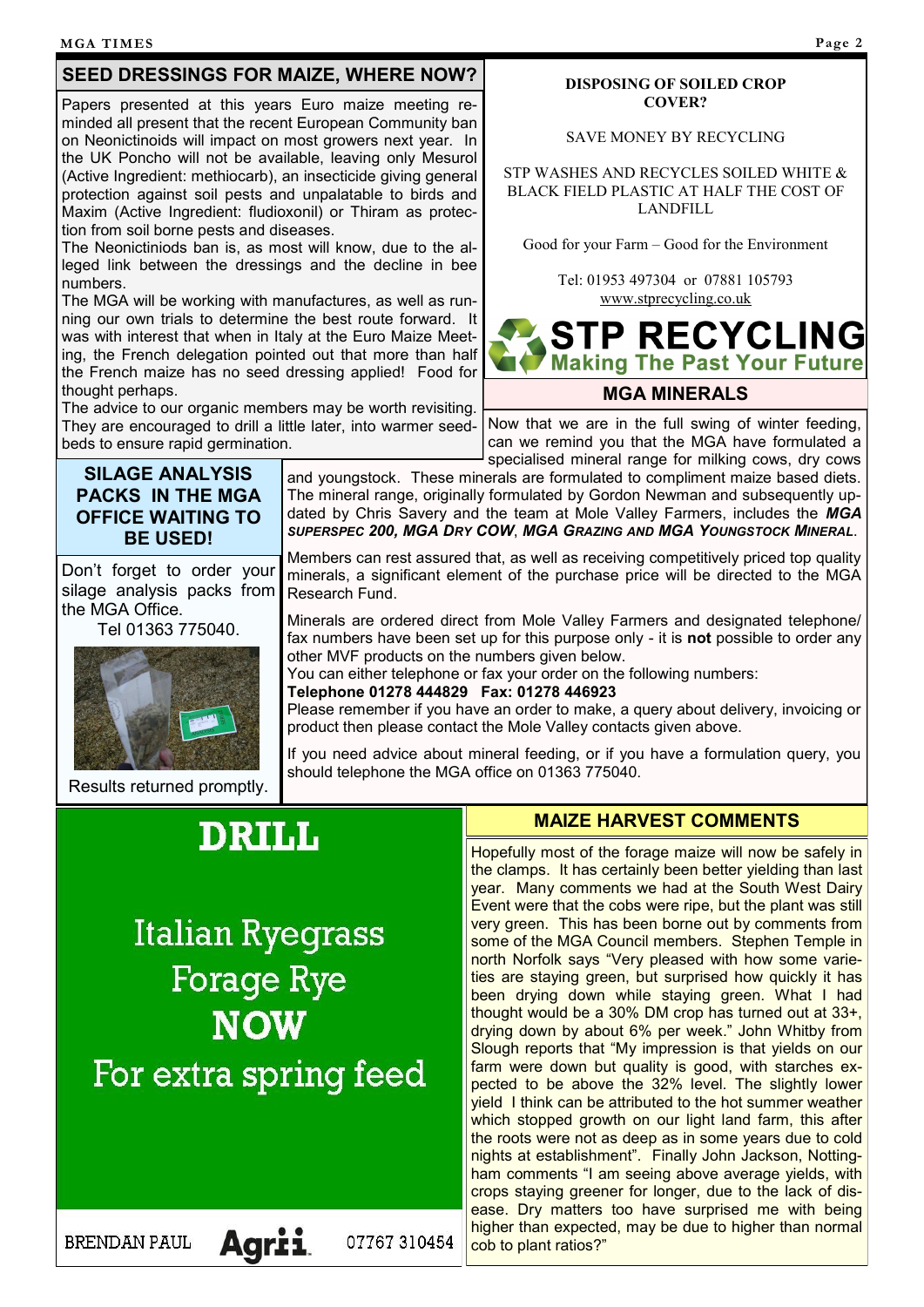## SEED DRESSINGS FOR MAIZE, WHERE NOW?

Papers presented at this years Euro maize meeting reminded all present that the recent European Community ban on Neonictinoids will impact on most growers next year. In the UK Poncho will not be available, leaving only Mesurol (Active Ingredient: methiocarb), an insecticide giving general protection against soil pests and unpalatable to birds and Maxim (Active Ingredient: fludioxonil) or Thiram as protection from soil borne pests and diseases.

The Neonictiniods ban is, as most will know, due to the alleged link between the dressings and the decline in bee numbers.

The MGA will be working with manufactures, as well as running our own trials to determine the best route forward. It was with interest that when in Italy at the Euro Maize Meeting, the French delegation pointed out that more than half the French maize has no seed dressing applied! Food for thought perhaps.

The advice to our organic members may be worth revisiting. They are encouraged to drill a little later, into warmer seedbeds to ensure rapid germination.

**DISPOSING OF SOILED CROP COVER?**

SAVE MONEY BY RECYCLING

STP WASHES AND RECYCLES SOILED WHITE & BLACK FIELD PLASTIC AT HALF THE COST OF LANDFILL

Good for your Farm – Good for the Environment

Tel: 01953 497304 or 07881 105793
www.stprecycling.co.uk

**STP RECYCLING**
**Making The Past Your Future**

## SILAGE ANALYSIS PACKS IN THE MGA OFFICE WAITING TO BE USED!

Don't forget to order your silage analysis packs from the MGA Office.
Tel 01363 775040.

Results returned promptly.

## MGA MINERALS

Now that we are in the full swing of winter feeding, can we remind you that the MGA have formulated a specialised mineral range for milking cows, dry cows and youngstock. These minerals are formulated to compliment maize based diets. The mineral range, originally formulated by Gordon Newman and subsequently updated by Chris Savery and the team at Mole Valley Farmers, includes the ***MGA SUPERSPEC 200, MGA DRY COW***, ***MGA GRAZING AND MGA YOUNGSTOCK MINERAL***.

Members can rest assured that, as well as receiving competitively priced top quality minerals, a significant element of the purchase price will be directed to the MGA Research Fund.

Minerals are ordered direct from Mole Valley Farmers and designated telephone/fax numbers have been set up for this purpose only - it is **not** possible to order any other MVF products on the numbers given below.

You can either telephone or fax your order on the following numbers:

**Telephone 01278 444829 Fax: 01278 446923**

Please remember if you have an order to make, a query about delivery, invoicing or product then please contact the Mole Valley contacts given above.

If you need advice about mineral feeding, or if you have a formulation query, you should telephone the MGA office on 01363 775040.

# DRILL

Italian Ryegrass
Forage Rye
**NOW**
For extra spring feed

BRENDAN PAUL Agrii 07767 310454

## MAIZE HARVEST COMMENTS

Hopefully most of the forage maize will now be safely in the clamps. It has certainly been better yielding than last year. Many comments we had at the South West Dairy Event were that the cobs were ripe, but the plant was still very green. This has been borne out by comments from some of the MGA Council members. Stephen Temple in north Norfolk says "Very pleased with how some varieties are staying green, but surprised how quickly it has been drying down while staying green. What I had thought would be a 30% DM crop has turned out at 33+, drying down by about 6% per week." John Whitby from Slough reports that "My impression is that yields on our farm were down but quality is good, with starches expected to be above the 32% level. The slightly lower yield I think can be attributed to the hot summer weather which stopped growth on our light land farm, this after the roots were not as deep as in some years due to cold nights at establishment". Finally John Jackson, Nottingham comments "I am seeing above average yields, with crops staying greener for longer, due to the lack of disease. Dry matters too have surprised me with being higher than expected, may be due to higher than normal cob to plant ratios?"